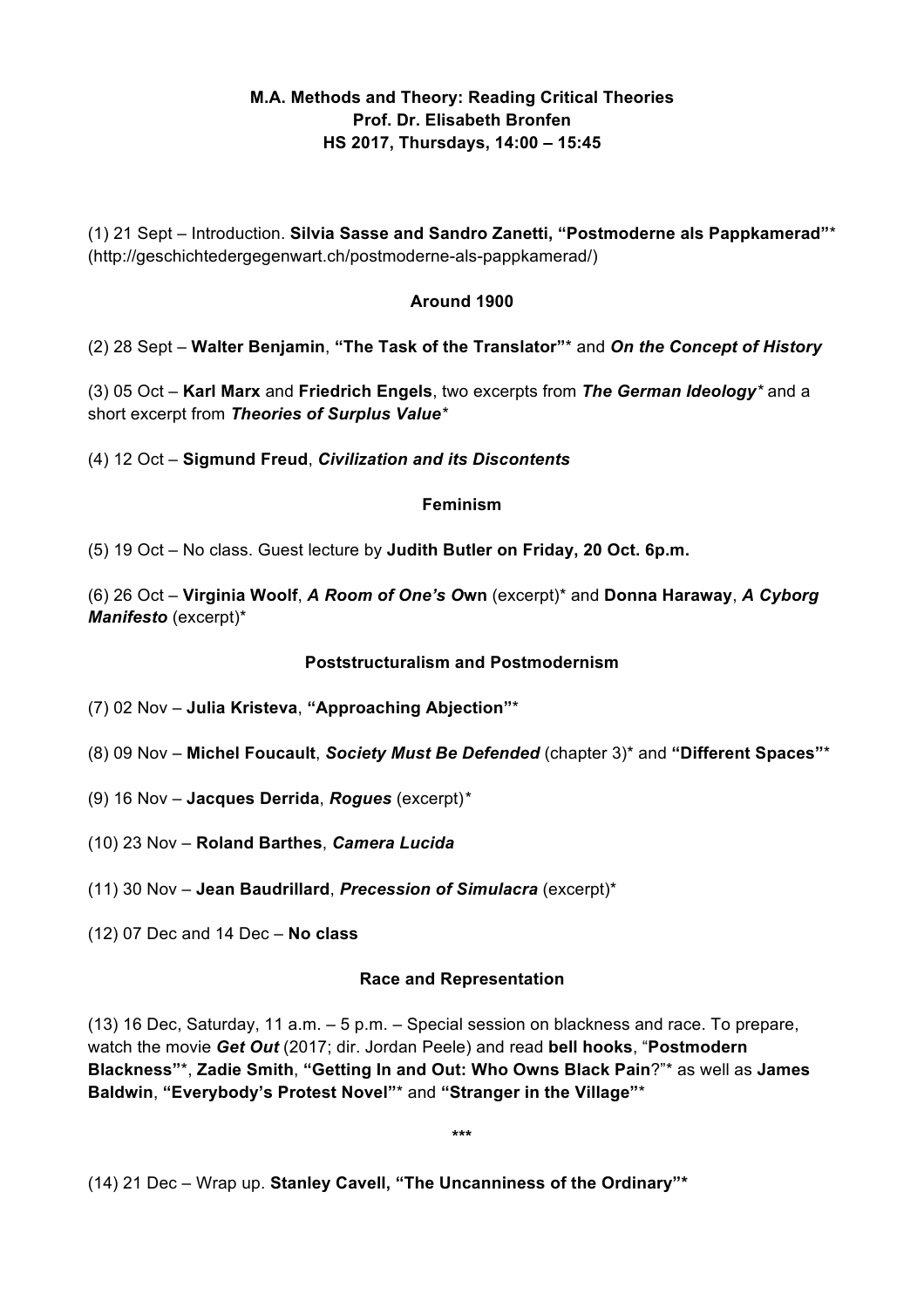**M.A. Methods and Theory: Reading Critical Theories**
**Prof. Dr. Elisabeth Bronfen**
**HS 2017, Thursdays, 14:00 – 15:45**

(1) 21 Sept – Introduction. **Silvia Sasse and Sandro Zanetti, "Postmoderne als Pappkamerad"*** (http://geschichtedergegenwart.ch/postmoderne-als-pappkamerad/)

## Around 1900

(2) 28 Sept – **Walter Benjamin**, **"The Task of the Translator"*** and ***On the Concept of History***

(3) 05 Oct – **Karl Marx** and **Friedrich Engels**, two excerpts from ***The German Ideology**** and a short excerpt from ***Theories of Surplus Value****

(4) 12 Oct – **Sigmund Freud**, ***Civilization and its Discontents***

## Feminism

(5) 19 Oct – No class. Guest lecture by **Judith Butler on Friday, 20 Oct. 6p.m.**

(6) 26 Oct – **Virginia Woolf**, ***A Room of One's Own*** (excerpt)* and **Donna Haraway**, ***A Cyborg Manifesto*** (excerpt)*

## Poststructuralism and Postmodernism

(7) 02 Nov – **Julia Kristeva**, **"Approaching Abjection"***

(8) 09 Nov – **Michel Foucault**, ***Society Must Be Defended*** (chapter 3)* and **"Different Spaces"***

(9) 16 Nov – **Jacques Derrida**, ***Rogues*** (excerpt)*

(10) 23 Nov – **Roland Barthes**, ***Camera Lucida***

(11) 30 Nov – **Jean Baudrillard**, ***Precession of Simulacra*** (excerpt)*

(12) 07 Dec and 14 Dec – **No class**

## Race and Representation

(13) 16 Dec, Saturday, 11 a.m. – 5 p.m. – Special session on blackness and race. To prepare, watch the movie ***Get Out*** (2017; dir. Jordan Peele) and read **bell hooks**, "**Postmodern Blackness"***, **Zadie Smith**, **"Getting In and Out: Who Owns Black Pain**?"* as well as **James Baldwin**, **"Everybody's Protest Novel"*** and **"Stranger in the Village"***

\*\*\*

(14) 21 Dec – Wrap up. **Stanley Cavell, "The Uncanniness of the Ordinary"***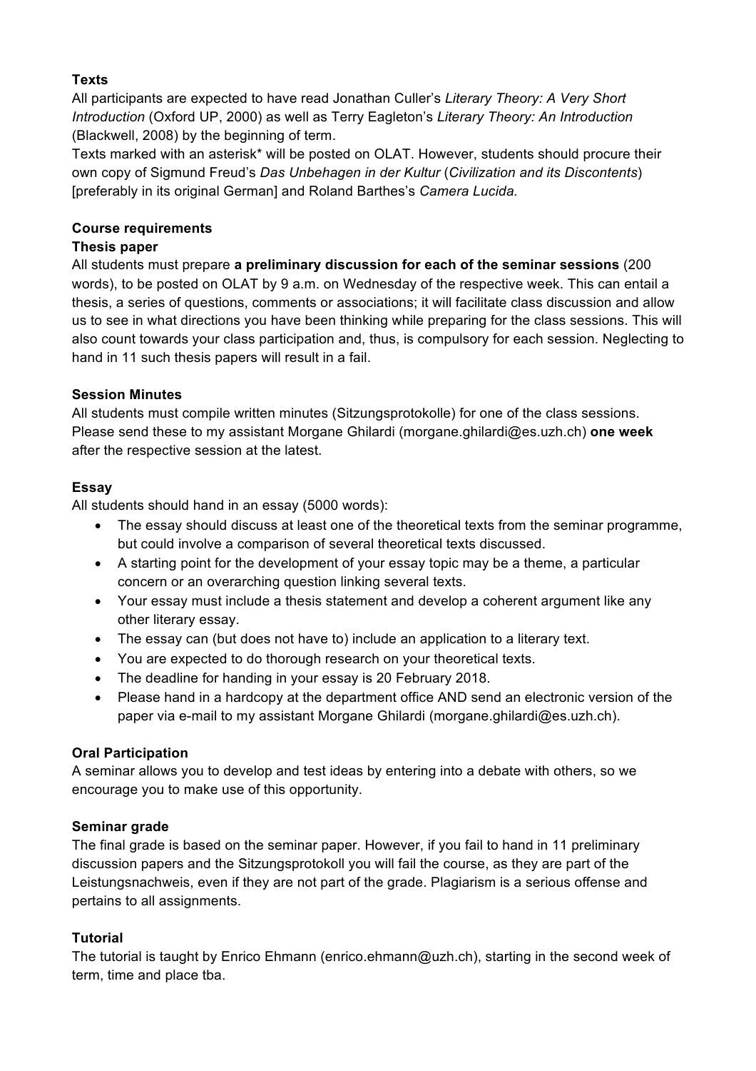**Texts**

All participants are expected to have read Jonathan Culler's *Literary Theory: A Very Short Introduction* (Oxford UP, 2000) as well as Terry Eagleton's *Literary Theory: An Introduction* (Blackwell, 2008) by the beginning of term.

Texts marked with an asterisk* will be posted on OLAT. However, students should procure their own copy of Sigmund Freud's *Das Unbehagen in der Kultur* (*Civilization and its Discontents*) [preferably in its original German] and Roland Barthes's *Camera Lucida.*

**Course requirements**

**Thesis paper**

All students must prepare **a preliminary discussion for each of the seminar sessions** (200 words), to be posted on OLAT by 9 a.m. on Wednesday of the respective week. This can entail a thesis, a series of questions, comments or associations; it will facilitate class discussion and allow us to see in what directions you have been thinking while preparing for the class sessions. This will also count towards your class participation and, thus, is compulsory for each session. Neglecting to hand in 11 such thesis papers will result in a fail.

**Session Minutes**

All students must compile written minutes (Sitzungsprotokolle) for one of the class sessions. Please send these to my assistant Morgane Ghilardi (morgane.ghilardi@es.uzh.ch) **one week** after the respective session at the latest.

**Essay**

All students should hand in an essay (5000 words):

- The essay should discuss at least one of the theoretical texts from the seminar programme, but could involve a comparison of several theoretical texts discussed.
- A starting point for the development of your essay topic may be a theme, a particular concern or an overarching question linking several texts.
- Your essay must include a thesis statement and develop a coherent argument like any other literary essay.
- The essay can (but does not have to) include an application to a literary text.
- You are expected to do thorough research on your theoretical texts.
- The deadline for handing in your essay is 20 February 2018.
- Please hand in a hardcopy at the department office AND send an electronic version of the paper via e-mail to my assistant Morgane Ghilardi (morgane.ghilardi@es.uzh.ch).

**Oral Participation**

A seminar allows you to develop and test ideas by entering into a debate with others, so we encourage you to make use of this opportunity.

**Seminar grade**

The final grade is based on the seminar paper. However, if you fail to hand in 11 preliminary discussion papers and the Sitzungsprotokoll you will fail the course, as they are part of the Leistungsnachweis, even if they are not part of the grade. Plagiarism is a serious offense and pertains to all assignments.

**Tutorial**

The tutorial is taught by Enrico Ehmann (enrico.ehmann@uzh.ch), starting in the second week of term, time and place tba.